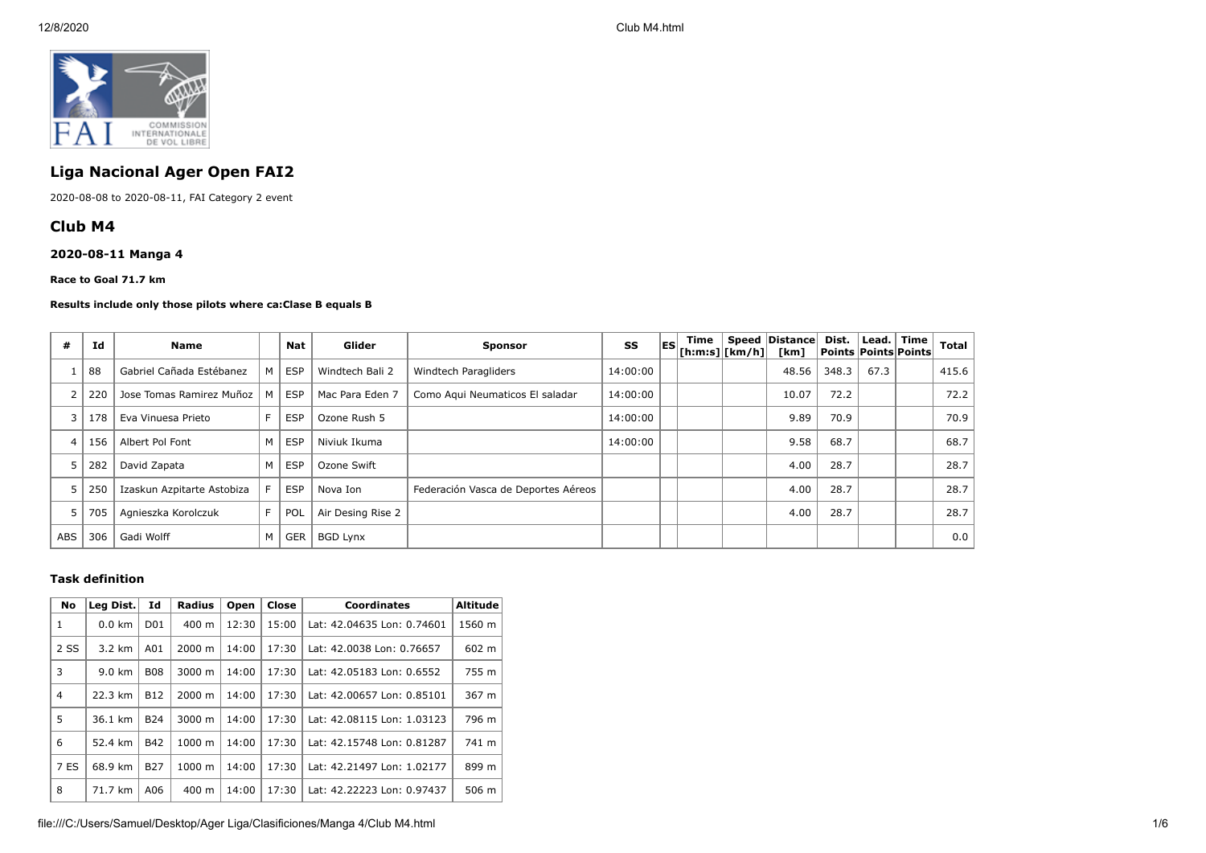# Liga Nacional Ager Open FAI2

2020-08-08 to 2020-08-11, FAI Category 2 event

## Club M4

### 2020-08-11 Manga 4

**Race to Goal 71.7 km**

**Results include only those pilots where ca:Clase B equals B**

| # | Id | Name | | Nat | Glider | Sponsor | SS | ES | Time [h:m:s] | Speed [km/h] | Distance [km] | Dist. Points | Lead. Points | Time Points | Total |
|---|---|---|---|---|---|---|---|---|---|---|---|---|---|---|---|
| 1 | 88 | Gabriel Cañada Estébanez | M | ESP | Windtech Bali 2 | Windtech Paragliders | 14:00:00 | | | | 48.56 | 348.3 | 67.3 | | 415.6 |
| 2 | 220 | Jose Tomas Ramirez Muñoz | M | ESP | Mac Para Eden 7 | Como Aqui Neumaticos El saladar | 14:00:00 | | | | 10.07 | 72.2 | | | 72.2 |
| 3 | 178 | Eva Vinuesa Prieto | F | ESP | Ozone Rush 5 | | 14:00:00 | | | | 9.89 | 70.9 | | | 70.9 |
| 4 | 156 | Albert Pol Font | M | ESP | Niviuk Ikuma | | 14:00:00 | | | | 9.58 | 68.7 | | | 68.7 |
| 5 | 282 | David Zapata | M | ESP | Ozone Swift | | | | | | 4.00 | 28.7 | | | 28.7 |
| 5 | 250 | Izaskun Azpitarte Astobiza | F | ESP | Nova Ion | Federación Vasca de Deportes Aéreos | | | | | 4.00 | 28.7 | | | 28.7 |
| 5 | 705 | Agnieszka Korolczuk | F | POL | Air Desing Rise 2 | | | | | | 4.00 | 28.7 | | | 28.7 |
| ABS | 306 | Gadi Wolff | M | GER | BGD Lynx | | | | | | | | | | 0.0 |

### Task definition

| No | Leg Dist. | Id | Radius | Open | Close | Coordinates | Altitude |
|---|---|---|---|---|---|---|---|
| 1 | 0.0 km | D01 | 400 m | 12:30 | 15:00 | Lat: 42.04635 Lon: 0.74601 | 1560 m |
| 2 SS | 3.2 km | A01 | 2000 m | 14:00 | 17:30 | Lat: 42.0038 Lon: 0.76657 | 602 m |
| 3 | 9.0 km | B08 | 3000 m | 14:00 | 17:30 | Lat: 42.05183 Lon: 0.6552 | 755 m |
| 4 | 22.3 km | B12 | 2000 m | 14:00 | 17:30 | Lat: 42.00657 Lon: 0.85101 | 367 m |
| 5 | 36.1 km | B24 | 3000 m | 14:00 | 17:30 | Lat: 42.08115 Lon: 1.03123 | 796 m |
| 6 | 52.4 km | B42 | 1000 m | 14:00 | 17:30 | Lat: 42.15748 Lon: 0.81287 | 741 m |
| 7 ES | 68.9 km | B27 | 1000 m | 14:00 | 17:30 | Lat: 42.21497 Lon: 1.02177 | 899 m |
| 8 | 71.7 km | A06 | 400 m | 14:00 | 17:30 | Lat: 42.22223 Lon: 0.97437 | 506 m |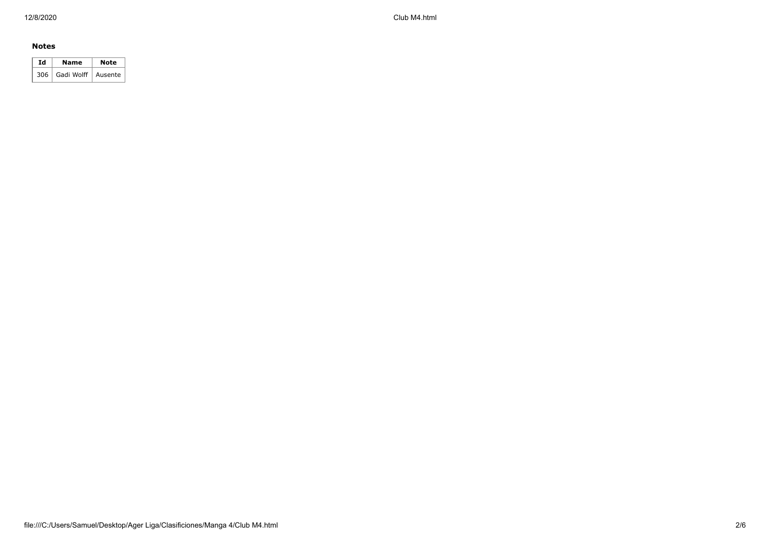**Notes**

| Id | Name | Note |
| --- | --- | --- |
| 306 | Gadi Wolff | Ausente |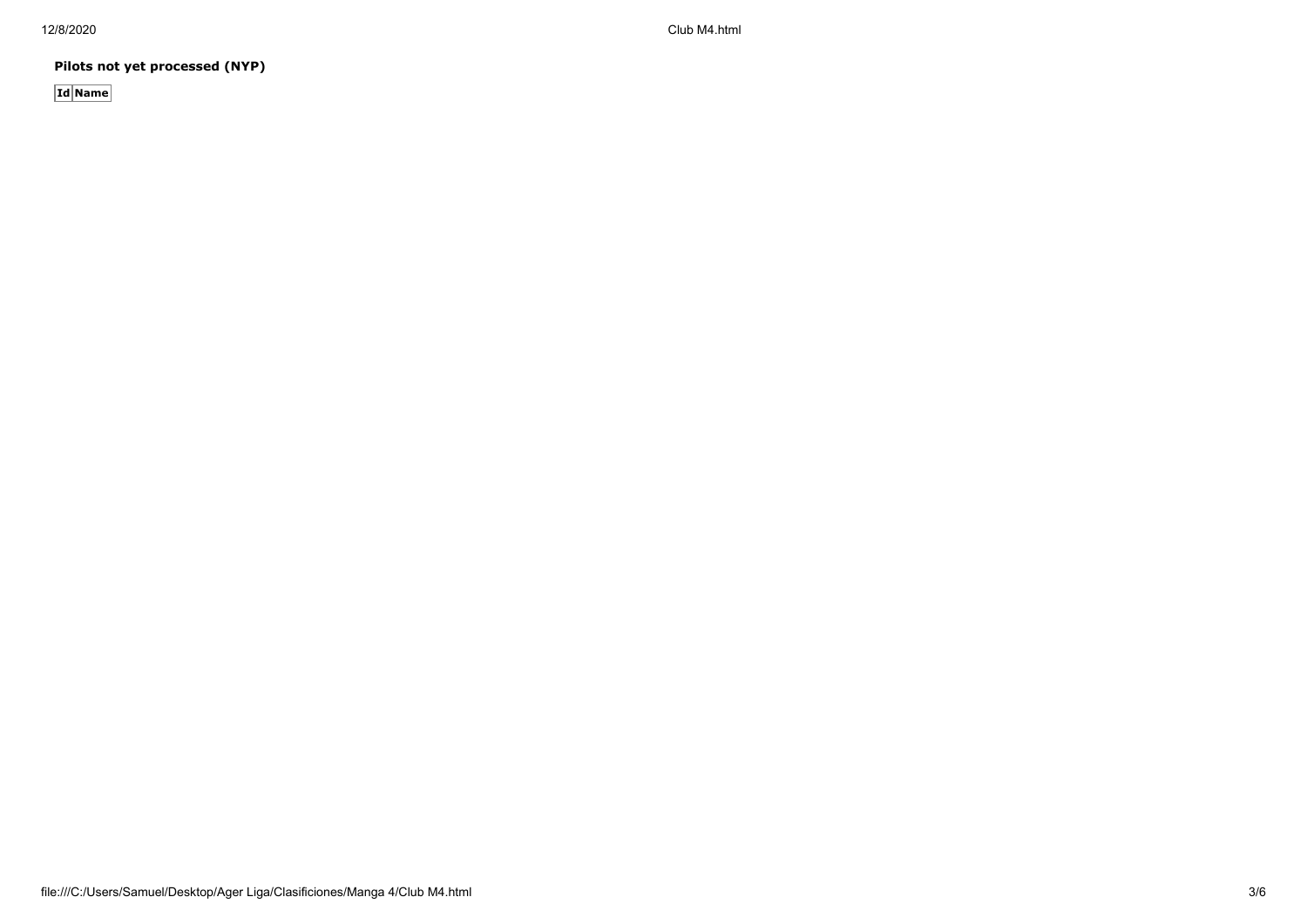**Pilots not yet processed (NYP)**

| Id | Name |
| --- | --- |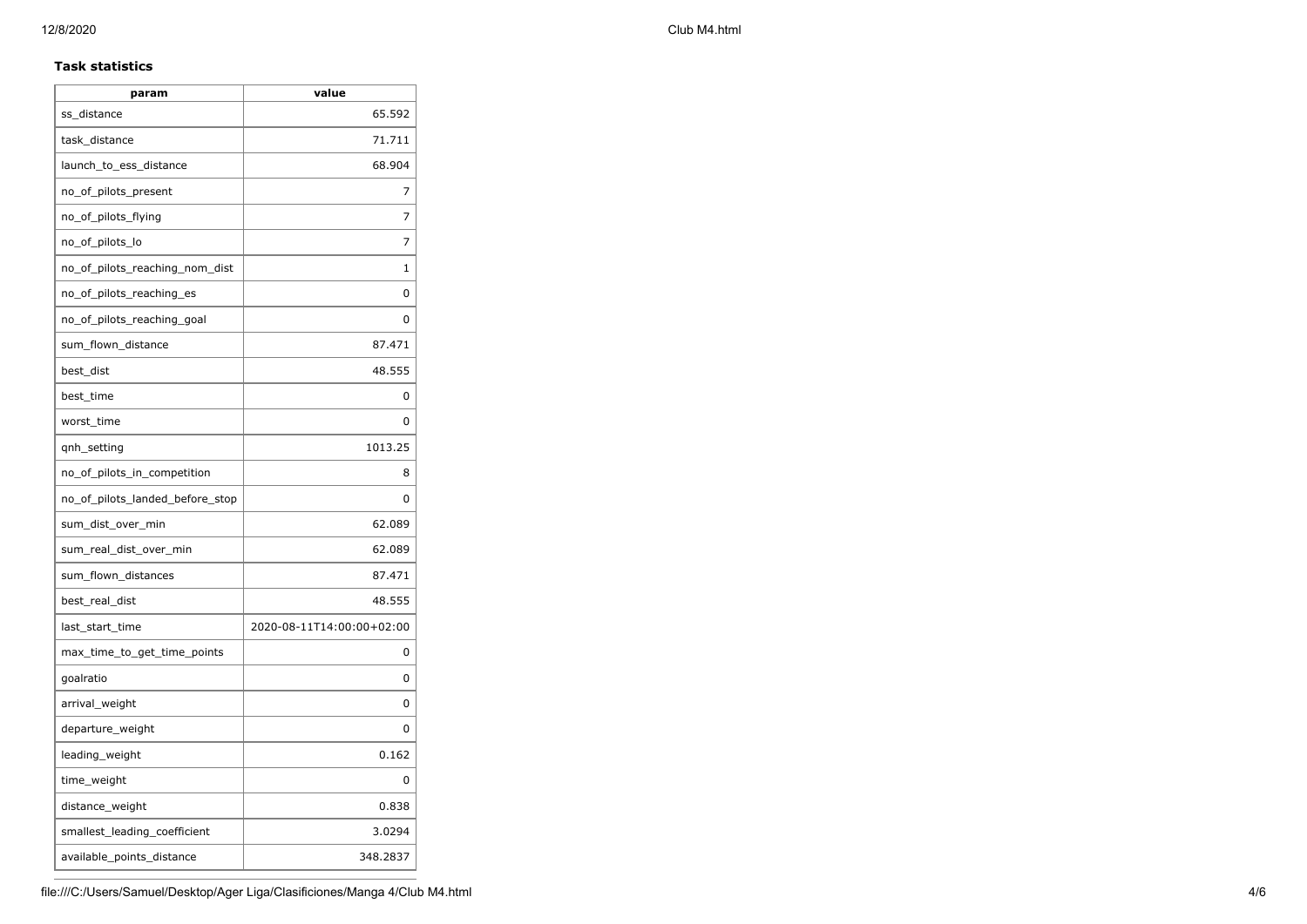### Task statistics

| param | value |
| --- | --- |
| ss_distance | 65.592 |
| task_distance | 71.711 |
| launch_to_ess_distance | 68.904 |
| no_of_pilots_present | 7 |
| no_of_pilots_flying | 7 |
| no_of_pilots_lo | 7 |
| no_of_pilots_reaching_nom_dist | 1 |
| no_of_pilots_reaching_es | 0 |
| no_of_pilots_reaching_goal | 0 |
| sum_flown_distance | 87.471 |
| best_dist | 48.555 |
| best_time | 0 |
| worst_time | 0 |
| qnh_setting | 1013.25 |
| no_of_pilots_in_competition | 8 |
| no_of_pilots_landed_before_stop | 0 |
| sum_dist_over_min | 62.089 |
| sum_real_dist_over_min | 62.089 |
| sum_flown_distances | 87.471 |
| best_real_dist | 48.555 |
| last_start_time | 2020-08-11T14:00:00+02:00 |
| max_time_to_get_time_points | 0 |
| goalratio | 0 |
| arrival_weight | 0 |
| departure_weight | 0 |
| leading_weight | 0.162 |
| time_weight | 0 |
| distance_weight | 0.838 |
| smallest_leading_coefficient | 3.0294 |
| available_points_distance | 348.2837 |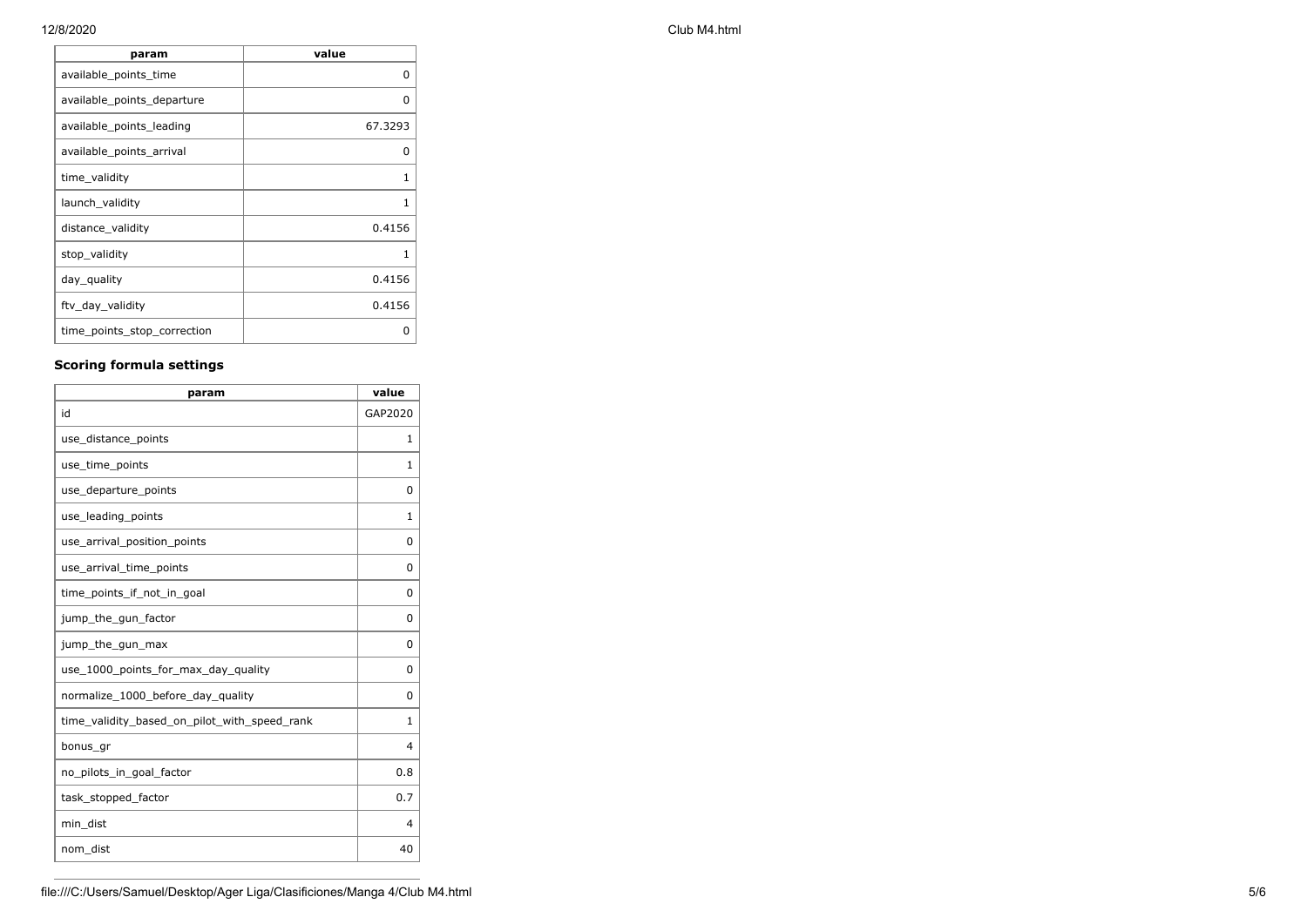| param | value |
|---|---|
| available_points_time | 0 |
| available_points_departure | 0 |
| available_points_leading | 67.3293 |
| available_points_arrival | 0 |
| time_validity | 1 |
| launch_validity | 1 |
| distance_validity | 0.4156 |
| stop_validity | 1 |
| day_quality | 0.4156 |
| ftv_day_validity | 0.4156 |
| time_points_stop_correction | 0 |

### Scoring formula settings

| param | value |
|---|---|
| id | GAP2020 |
| use_distance_points | 1 |
| use_time_points | 1 |
| use_departure_points | 0 |
| use_leading_points | 1 |
| use_arrival_position_points | 0 |
| use_arrival_time_points | 0 |
| time_points_if_not_in_goal | 0 |
| jump_the_gun_factor | 0 |
| jump_the_gun_max | 0 |
| use_1000_points_for_max_day_quality | 0 |
| normalize_1000_before_day_quality | 0 |
| time_validity_based_on_pilot_with_speed_rank | 1 |
| bonus_gr | 4 |
| no_pilots_in_goal_factor | 0.8 |
| task_stopped_factor | 0.7 |
| min_dist | 4 |
| nom_dist | 40 |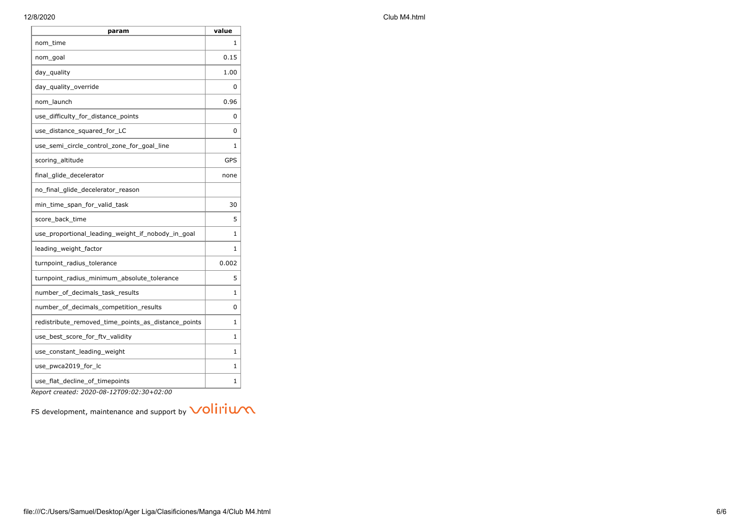| param | value |
|---|---|
| nom_time | 1 |
| nom_goal | 0.15 |
| day_quality | 1.00 |
| day_quality_override | 0 |
| nom_launch | 0.96 |
| use_difficulty_for_distance_points | 0 |
| use_distance_squared_for_LC | 0 |
| use_semi_circle_control_zone_for_goal_line | 1 |
| scoring_altitude | GPS |
| final_glide_decelerator | none |
| no_final_glide_decelerator_reason | |
| min_time_span_for_valid_task | 30 |
| score_back_time | 5 |
| use_proportional_leading_weight_if_nobody_in_goal | 1 |
| leading_weight_factor | 1 |
| turnpoint_radius_tolerance | 0.002 |
| turnpoint_radius_minimum_absolute_tolerance | 5 |
| number_of_decimals_task_results | 1 |
| number_of_decimals_competition_results | 0 |
| redistribute_removed_time_points_as_distance_points | 1 |
| use_best_score_for_ftv_validity | 1 |
| use_constant_leading_weight | 1 |
| use_pwca2019_for_lc | 1 |
| use_flat_decline_of_timepoints | 1 |

*Report created: 2020-08-12T09:02:30+02:00*

FS development, maintenance and support by volirium